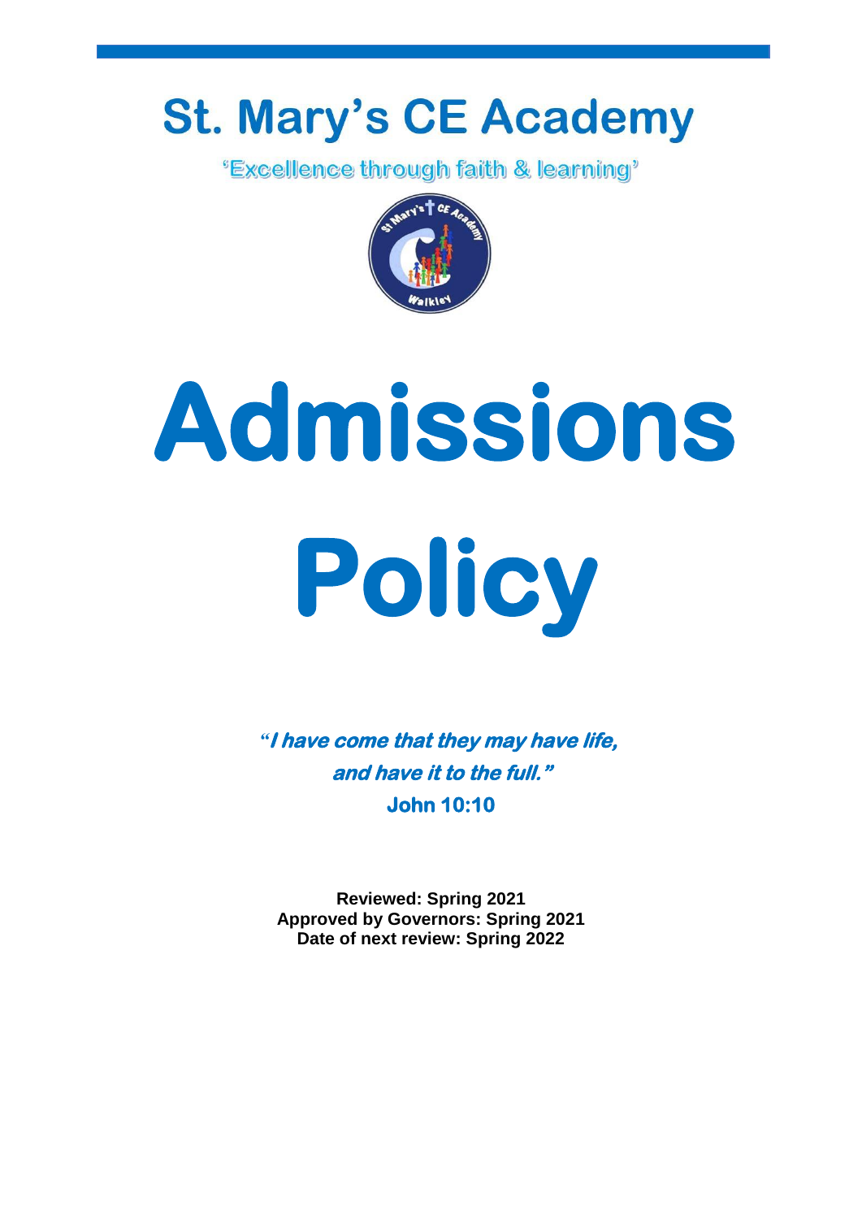# St. Mary's CE Academy

'Excellence through faith & learning'

# Admissions Policy

***"I have come that they may have life, and have it to the full."***

**John 10:10**

**Reviewed: Spring 2021**
**Approved by Governors: Spring 2021**
**Date of next review: Spring 2022**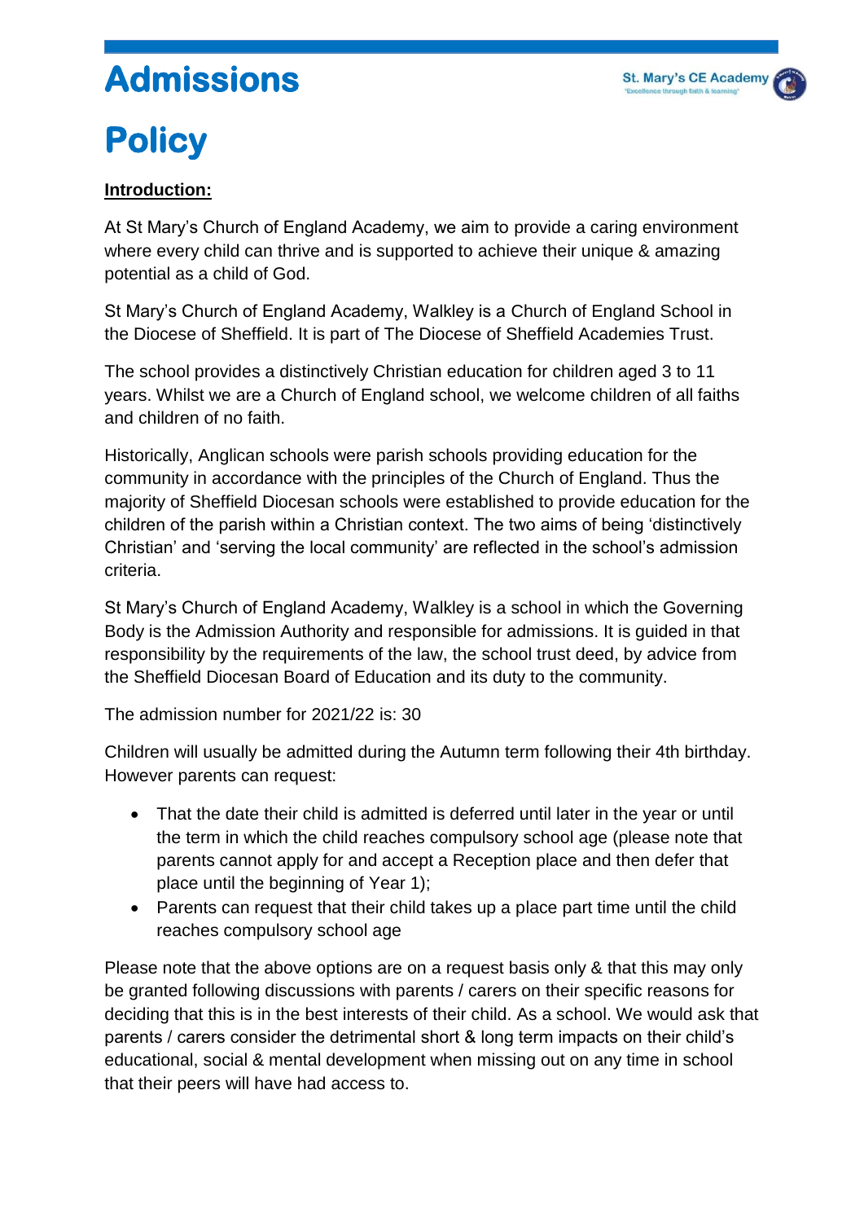# Admissions Policy

**Introduction:**

At St Mary's Church of England Academy, we aim to provide a caring environment where every child can thrive and is supported to achieve their unique & amazing potential as a child of God.

St Mary's Church of England Academy, Walkley is a Church of England School in the Diocese of Sheffield. It is part of The Diocese of Sheffield Academies Trust.

The school provides a distinctively Christian education for children aged 3 to 11 years. Whilst we are a Church of England school, we welcome children of all faiths and children of no faith.

Historically, Anglican schools were parish schools providing education for the community in accordance with the principles of the Church of England. Thus the majority of Sheffield Diocesan schools were established to provide education for the children of the parish within a Christian context. The two aims of being 'distinctively Christian' and 'serving the local community' are reflected in the school's admission criteria.

St Mary's Church of England Academy, Walkley is a school in which the Governing Body is the Admission Authority and responsible for admissions. It is guided in that responsibility by the requirements of the law, the school trust deed, by advice from the Sheffield Diocesan Board of Education and its duty to the community.

The admission number for 2021/22 is: 30

Children will usually be admitted during the Autumn term following their 4th birthday. However parents can request:

- That the date their child is admitted is deferred until later in the year or until the term in which the child reaches compulsory school age (please note that parents cannot apply for and accept a Reception place and then defer that place until the beginning of Year 1);
- Parents can request that their child takes up a place part time until the child reaches compulsory school age

Please note that the above options are on a request basis only & that this may only be granted following discussions with parents / carers on their specific reasons for deciding that this is in the best interests of their child. As a school. We would ask that parents / carers consider the detrimental short & long term impacts on their child's educational, social & mental development when missing out on any time in school that their peers will have had access to.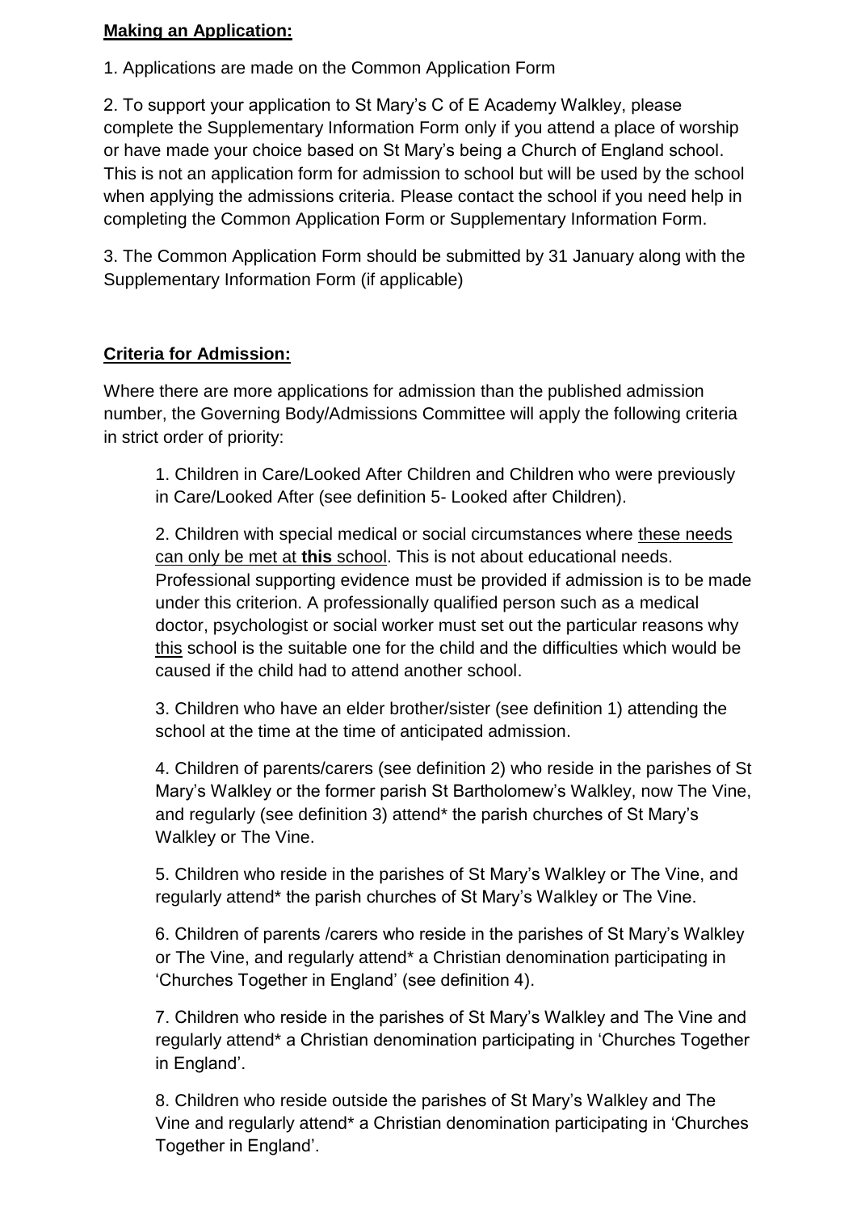**Making an Application:**

1. Applications are made on the Common Application Form

2. To support your application to St Mary's C of E Academy Walkley, please complete the Supplementary Information Form only if you attend a place of worship or have made your choice based on St Mary's being a Church of England school. This is not an application form for admission to school but will be used by the school when applying the admissions criteria. Please contact the school if you need help in completing the Common Application Form or Supplementary Information Form.

3. The Common Application Form should be submitted by 31 January along with the Supplementary Information Form (if applicable)

**Criteria for Admission:**

Where there are more applications for admission than the published admission number, the Governing Body/Admissions Committee will apply the following criteria in strict order of priority:

1. Children in Care/Looked After Children and Children who were previously in Care/Looked After (see definition 5- Looked after Children).

2. Children with special medical or social circumstances where these needs can only be met at **this** school. This is not about educational needs. Professional supporting evidence must be provided if admission is to be made under this criterion. A professionally qualified person such as a medical doctor, psychologist or social worker must set out the particular reasons why this school is the suitable one for the child and the difficulties which would be caused if the child had to attend another school.

3. Children who have an elder brother/sister (see definition 1) attending the school at the time at the time of anticipated admission.

4. Children of parents/carers (see definition 2) who reside in the parishes of St Mary's Walkley or the former parish St Bartholomew's Walkley, now The Vine, and regularly (see definition 3) attend* the parish churches of St Mary's Walkley or The Vine.

5. Children who reside in the parishes of St Mary's Walkley or The Vine, and regularly attend* the parish churches of St Mary's Walkley or The Vine.

6. Children of parents /carers who reside in the parishes of St Mary's Walkley or The Vine, and regularly attend* a Christian denomination participating in 'Churches Together in England' (see definition 4).

7. Children who reside in the parishes of St Mary's Walkley and The Vine and regularly attend* a Christian denomination participating in 'Churches Together in England'.

8. Children who reside outside the parishes of St Mary's Walkley and The Vine and regularly attend* a Christian denomination participating in 'Churches Together in England'.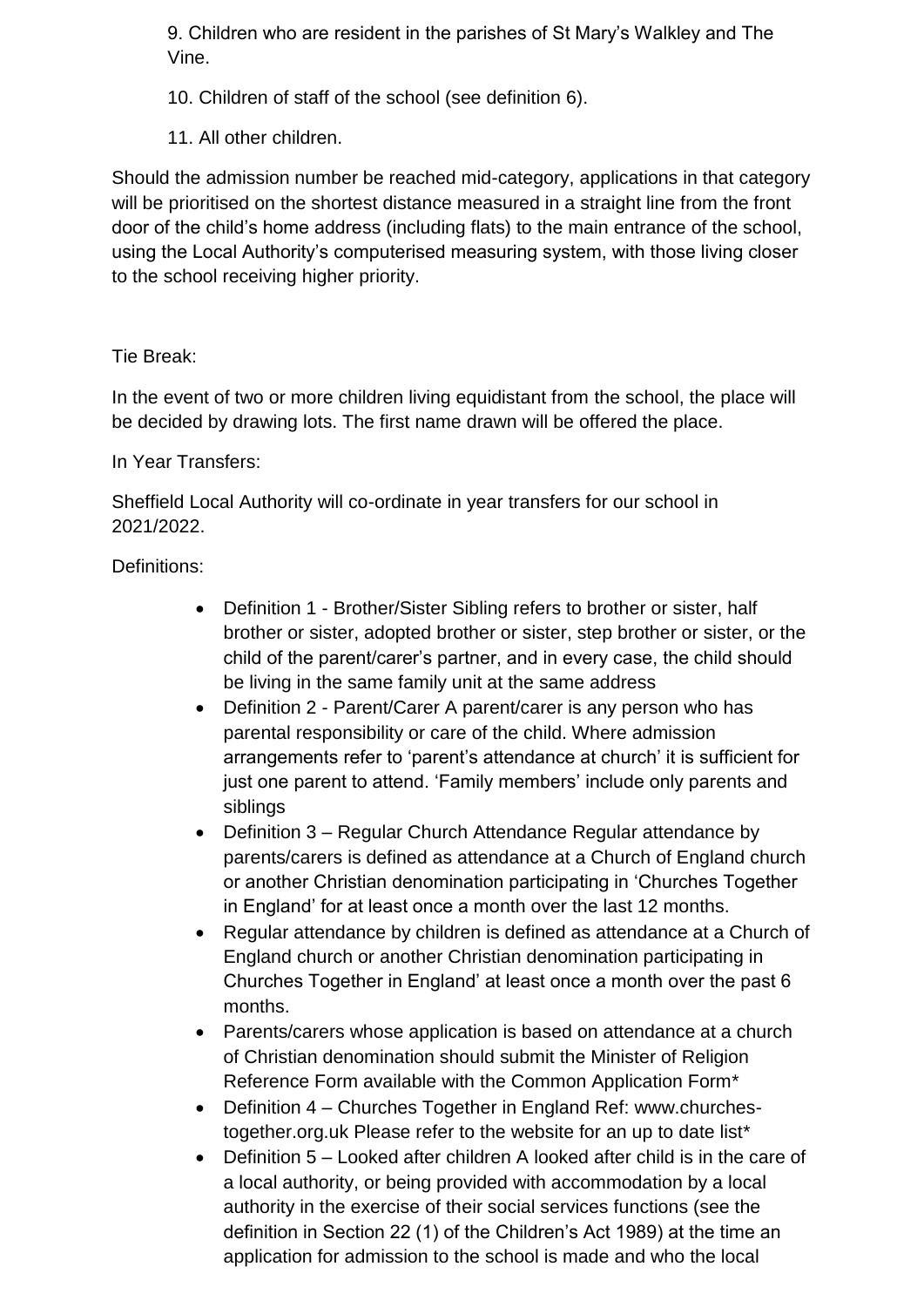9. Children who are resident in the parishes of St Mary's Walkley and The Vine.

10. Children of staff of the school (see definition 6).

11. All other children.

Should the admission number be reached mid-category, applications in that category will be prioritised on the shortest distance measured in a straight line from the front door of the child's home address (including flats) to the main entrance of the school, using the Local Authority's computerised measuring system, with those living closer to the school receiving higher priority.

Tie Break:

In the event of two or more children living equidistant from the school, the place will be decided by drawing lots. The first name drawn will be offered the place.

In Year Transfers:

Sheffield Local Authority will co-ordinate in year transfers for our school in 2021/2022.

Definitions:

- Definition 1 - Brother/Sister Sibling refers to brother or sister, half brother or sister, adopted brother or sister, step brother or sister, or the child of the parent/carer's partner, and in every case, the child should be living in the same family unit at the same address
- Definition 2 - Parent/Carer A parent/carer is any person who has parental responsibility or care of the child. Where admission arrangements refer to 'parent's attendance at church' it is sufficient for just one parent to attend. 'Family members' include only parents and siblings
- Definition 3 – Regular Church Attendance Regular attendance by parents/carers is defined as attendance at a Church of England church or another Christian denomination participating in 'Churches Together in England' for at least once a month over the last 12 months.
- Regular attendance by children is defined as attendance at a Church of England church or another Christian denomination participating in Churches Together in England' at least once a month over the past 6 months.
- Parents/carers whose application is based on attendance at a church of Christian denomination should submit the Minister of Religion Reference Form available with the Common Application Form*
- Definition 4 – Churches Together in England Ref: www.churches-together.org.uk Please refer to the website for an up to date list*
- Definition 5 – Looked after children A looked after child is in the care of a local authority, or being provided with accommodation by a local authority in the exercise of their social services functions (see the definition in Section 22 (1) of the Children's Act 1989) at the time an application for admission to the school is made and who the local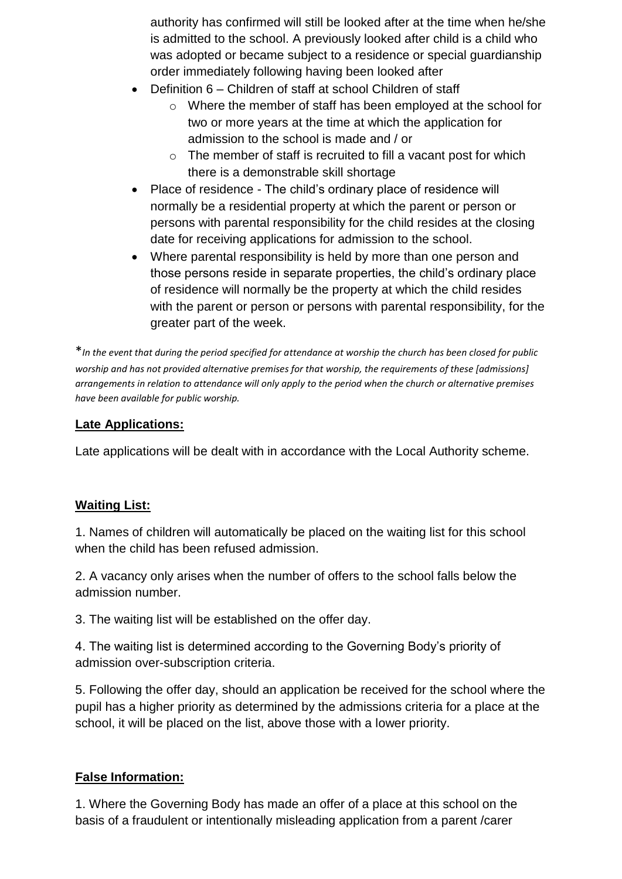authority has confirmed will still be looked after at the time when he/she is admitted to the school. A previously looked after child is a child who was adopted or became subject to a residence or special guardianship order immediately following having been looked after

- Definition 6 – Children of staff at school Children of staff
  - Where the member of staff has been employed at the school for two or more years at the time at which the application for admission to the school is made and / or
  - The member of staff is recruited to fill a vacant post for which there is a demonstrable skill shortage
- Place of residence - The child's ordinary place of residence will normally be a residential property at which the parent or person or persons with parental responsibility for the child resides at the closing date for receiving applications for admission to the school.
- Where parental responsibility is held by more than one person and those persons reside in separate properties, the child's ordinary place of residence will normally be the property at which the child resides with the parent or person or persons with parental responsibility, for the greater part of the week.

*\*In the event that during the period specified for attendance at worship the church has been closed for public worship and has not provided alternative premises for that worship, the requirements of these [admissions] arrangements in relation to attendance will only apply to the period when the church or alternative premises have been available for public worship.*

**Late Applications:**

Late applications will be dealt with in accordance with the Local Authority scheme.

**Waiting List:**

1. Names of children will automatically be placed on the waiting list for this school when the child has been refused admission.

2. A vacancy only arises when the number of offers to the school falls below the admission number.

3. The waiting list will be established on the offer day.

4. The waiting list is determined according to the Governing Body's priority of admission over-subscription criteria.

5. Following the offer day, should an application be received for the school where the pupil has a higher priority as determined by the admissions criteria for a place at the school, it will be placed on the list, above those with a lower priority.

**False Information:**

1. Where the Governing Body has made an offer of a place at this school on the basis of a fraudulent or intentionally misleading application from a parent /carer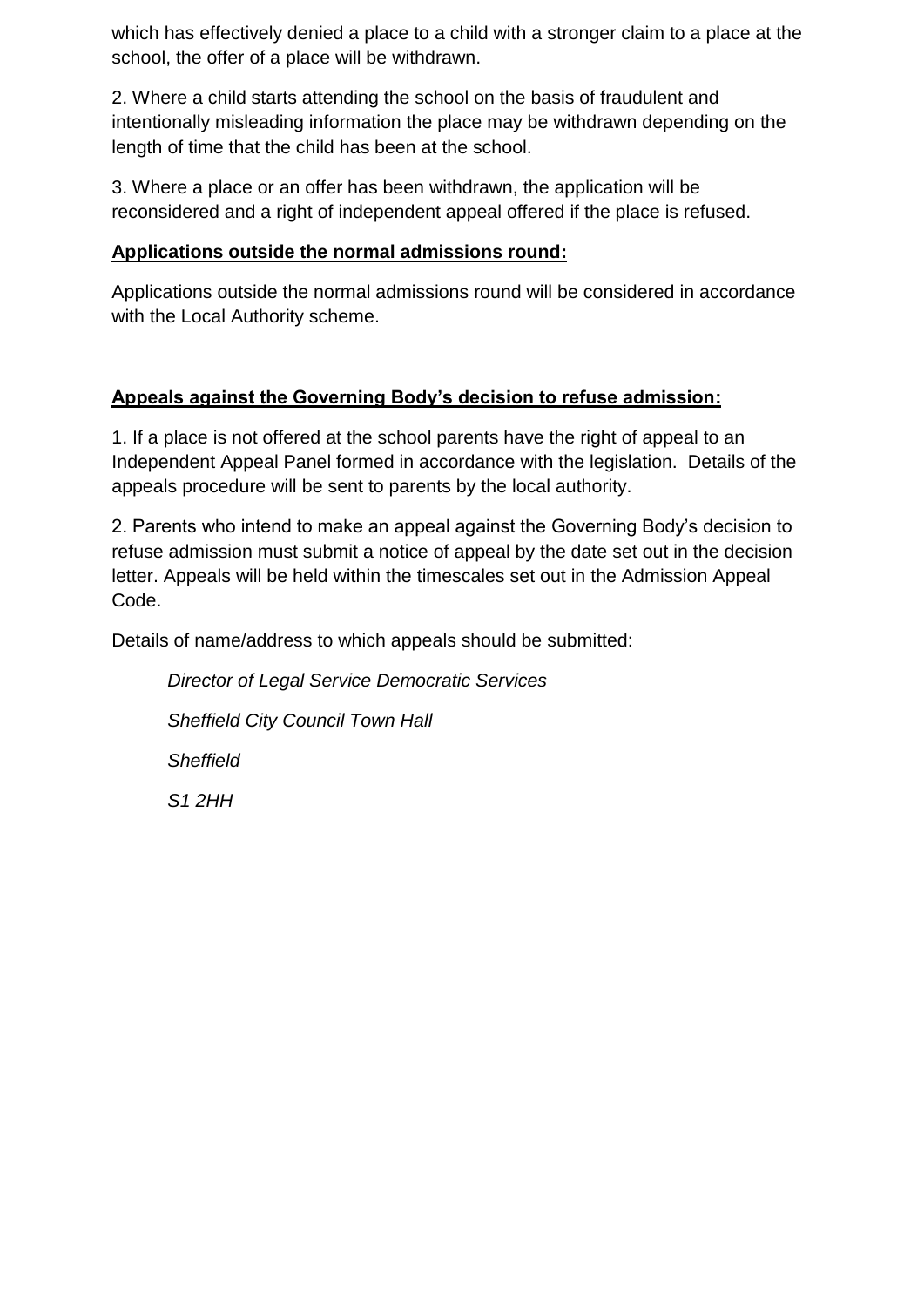which has effectively denied a place to a child with a stronger claim to a place at the school, the offer of a place will be withdrawn.

2. Where a child starts attending the school on the basis of fraudulent and intentionally misleading information the place may be withdrawn depending on the length of time that the child has been at the school.

3. Where a place or an offer has been withdrawn, the application will be reconsidered and a right of independent appeal offered if the place is refused.

**Applications outside the normal admissions round:**

Applications outside the normal admissions round will be considered in accordance with the Local Authority scheme.

**Appeals against the Governing Body's decision to refuse admission:**

1. If a place is not offered at the school parents have the right of appeal to an Independent Appeal Panel formed in accordance with the legislation. Details of the appeals procedure will be sent to parents by the local authority.

2. Parents who intend to make an appeal against the Governing Body's decision to refuse admission must submit a notice of appeal by the date set out in the decision letter. Appeals will be held within the timescales set out in the Admission Appeal Code.

Details of name/address to which appeals should be submitted:

*Director of Legal Service Democratic Services*

*Sheffield City Council Town Hall*

*Sheffield*

*S1 2HH*